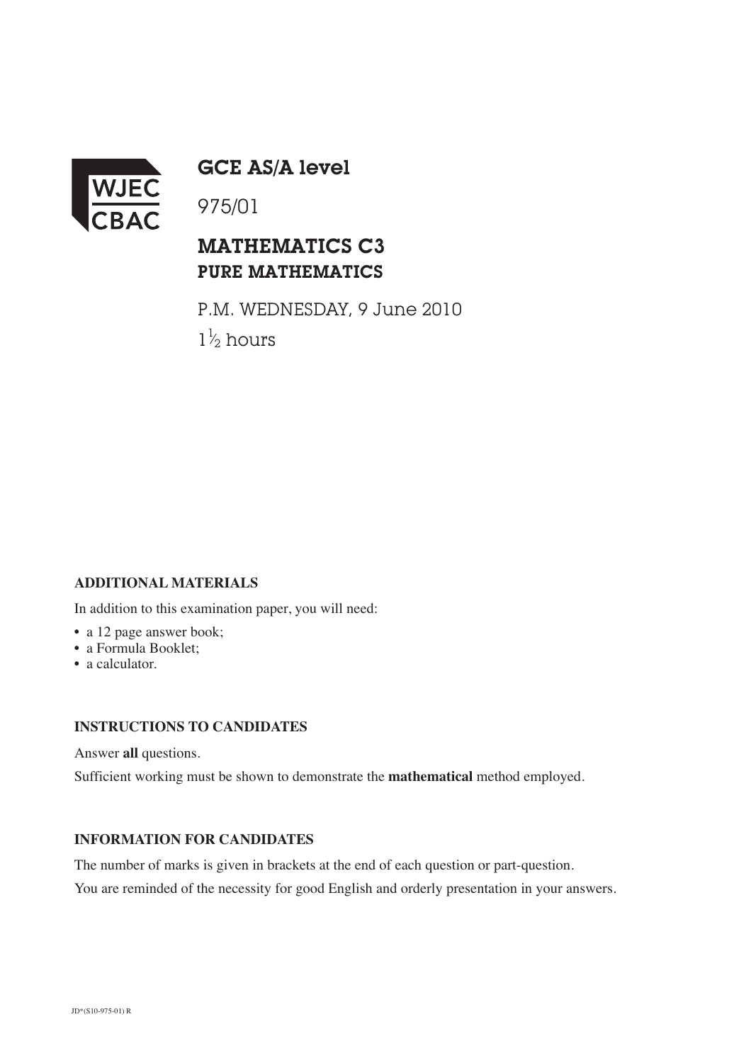WJEC CBAC

# GCE AS/A level

975/01

## MATHEMATICS C3
## PURE MATHEMATICS

P.M. WEDNESDAY, 9 June 2010

$1\frac{1}{2}$ hours

**ADDITIONAL MATERIALS**

In addition to this examination paper, you will need:

- a 12 page answer book;
- a Formula Booklet;
- a calculator.

**INSTRUCTIONS TO CANDIDATES**

Answer **all** questions.

Sufficient working must be shown to demonstrate the **mathematical** method employed.

**INFORMATION FOR CANDIDATES**

The number of marks is given in brackets at the end of each question or part-question.

You are reminded of the necessity for good English and orderly presentation in your answers.

JD*(S10-975-01) R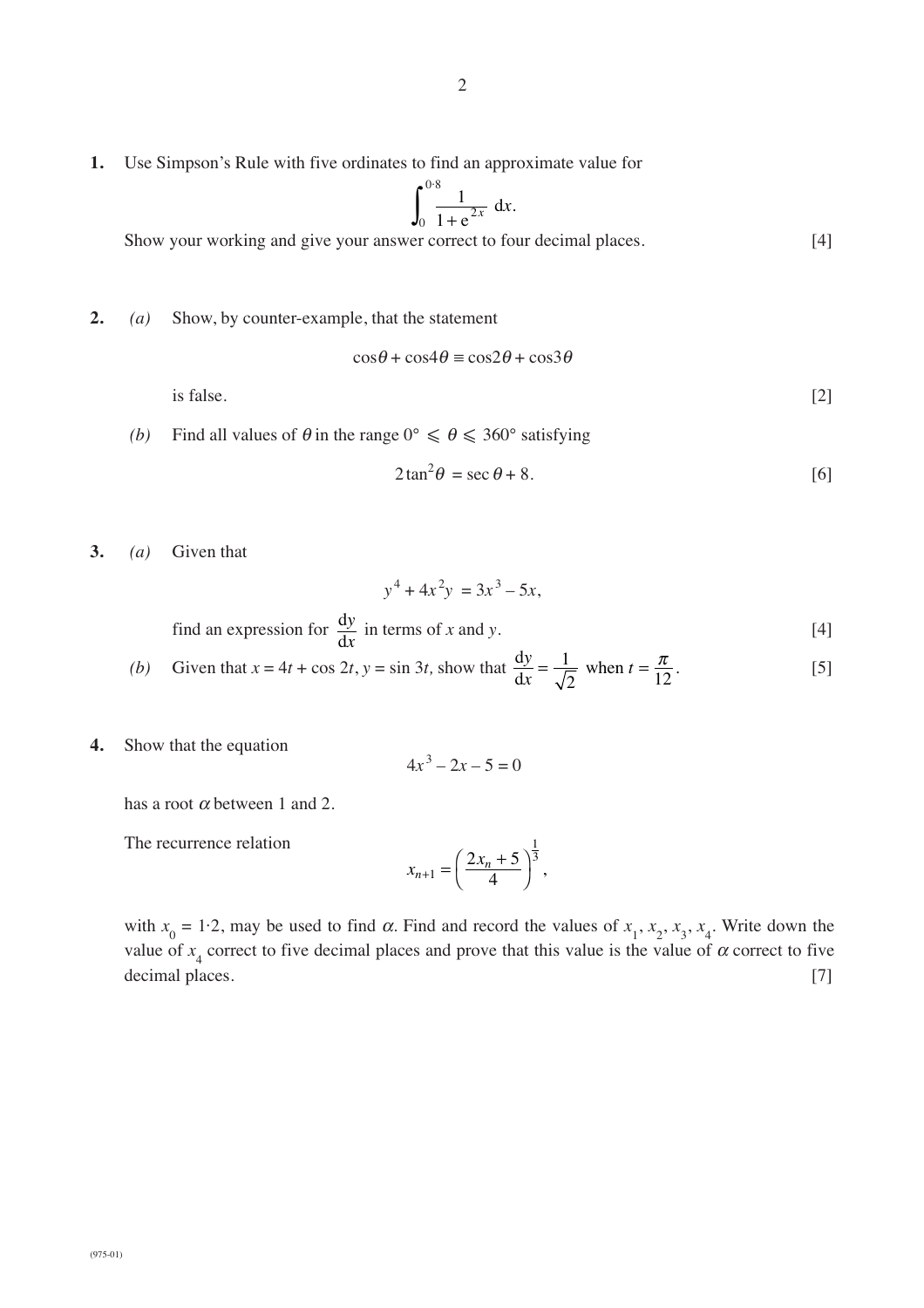**1.** Use Simpson's Rule with five ordinates to find an approximate value for

$$\int_0^{0{\cdot}8} \frac{1}{1+e^{2x}}\ dx.$$

Show your working and give your answer correct to four decimal places. [4]

**2.** *(a)* Show, by counter-example, that the statement

$$\cos\theta + \cos 4\theta \equiv \cos 2\theta + \cos 3\theta$$

is false. [2]

*(b)* Find all values of $\theta$ in the range $0° \leqslant \theta \leqslant 360°$ satisfying

$$2\tan^2\theta = \sec\theta + 8.$$ [6]

**3.** *(a)* Given that

$$y^4 + 4x^2y = 3x^3 - 5x,$$

find an expression for $\dfrac{dy}{dx}$ in terms of $x$ and $y$. [4]

*(b)* Given that $x = 4t + \cos 2t$, $y = \sin 3t$, show that $\dfrac{dy}{dx} = \dfrac{1}{\sqrt{2}}$ when $t = \dfrac{\pi}{12}$. [5]

**4.** Show that the equation

$$4x^3 - 2x - 5 = 0$$

has a root $\alpha$ between 1 and 2.

The recurrence relation

$$x_{n+1} = \left(\frac{2x_n + 5}{4}\right)^{\frac{1}{3}},$$

with $x_0 = 1{\cdot}2$, may be used to find $\alpha$. Find and record the values of $x_1, x_2, x_3, x_4$. Write down the value of $x_4$ correct to five decimal places and prove that this value is the value of $\alpha$ correct to five decimal places. [7]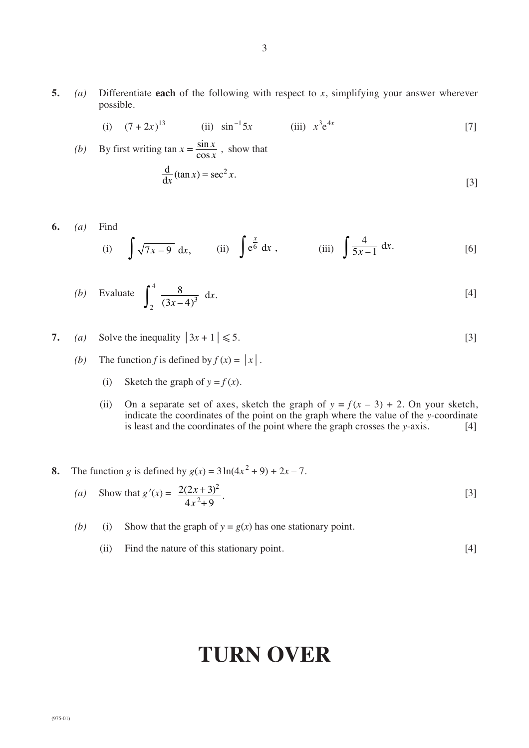**5.** *(a)* Differentiate **each** of the following with respect to $x$, simplifying your answer wherever possible.

(i) $(7+2x)^{13}$ (ii) $\sin^{-1}5x$ (iii) $x^3e^{4x}$ [7]

*(b)* By first writing $\tan x = \dfrac{\sin x}{\cos x}$, show that

$$\frac{\mathrm{d}}{\mathrm{d}x}(\tan x) = \sec^2 x.$$

[3]

**6.** *(a)* Find

(i) $\displaystyle\int \sqrt{7x-9}\ \mathrm{d}x$, (ii) $\displaystyle\int e^{\frac{x}{6}}\ \mathrm{d}x$, (iii) $\displaystyle\int \frac{4}{5x-1}\ \mathrm{d}x$. [6]

*(b)* Evaluate $\displaystyle\int_2^4 \frac{8}{(3x-4)^3}\ \mathrm{d}x$. [4]

**7.** *(a)* Solve the inequality $|3x+1| \leqslant 5$. [3]

*(b)* The function $f$ is defined by $f(x) = |x|$.

(i) Sketch the graph of $y = f(x)$.

(ii) On a separate set of axes, sketch the graph of $y = f(x-3)+2$. On your sketch, indicate the coordinates of the point on the graph where the value of the $y$-coordinate is least and the coordinates of the point where the graph crosses the $y$-axis. [4]

**8.** The function $g$ is defined by $g(x) = 3\ln(4x^2+9) + 2x - 7$.

*(a)* Show that $g'(x) = \dfrac{2(2x+3)^2}{4x^2+9}$. [3]

*(b)* (i) Show that the graph of $y = g(x)$ has one stationary point.

(ii) Find the nature of this stationary point. [4]

# TURN OVER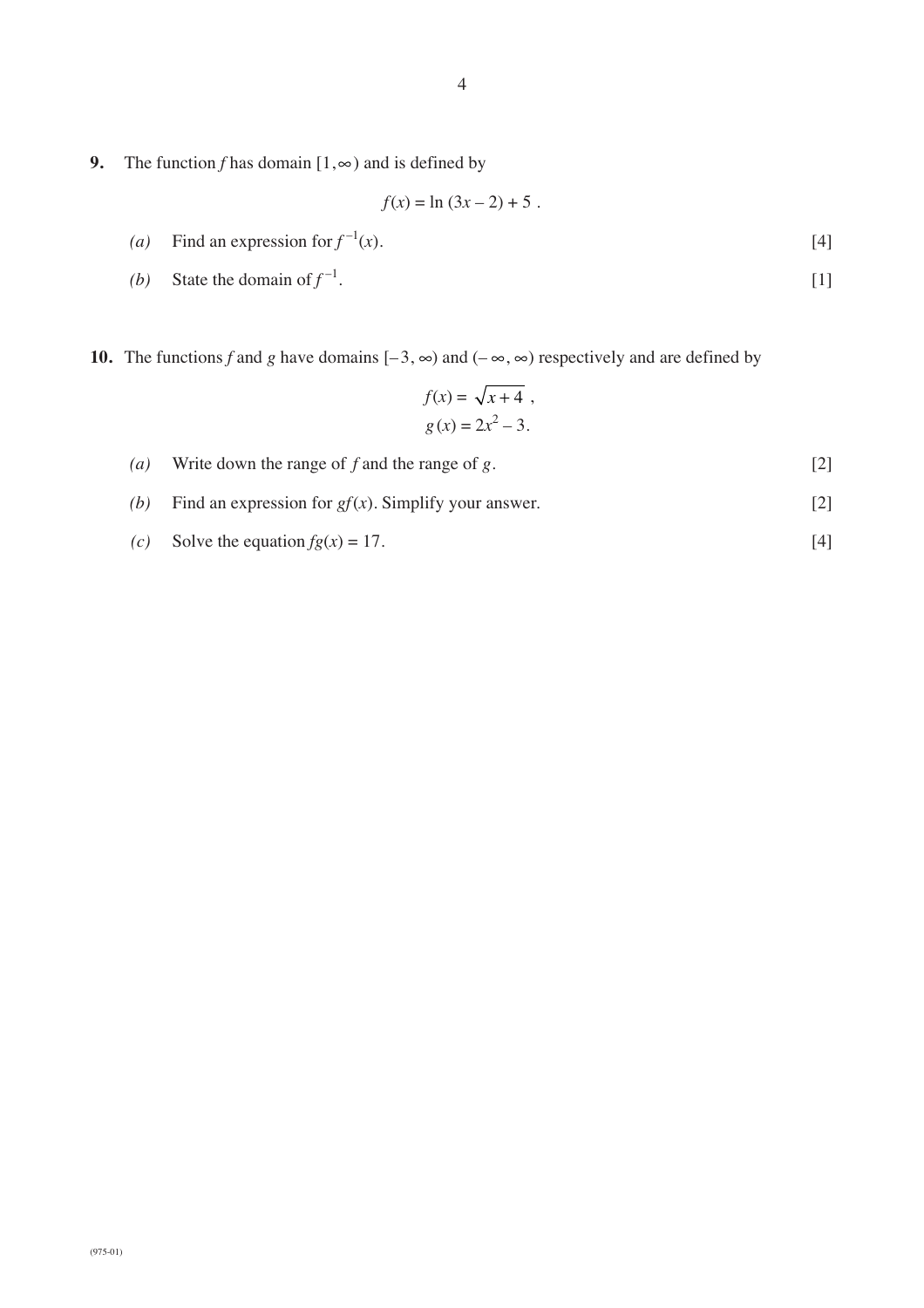**9.** The function $f$ has domain $[1, \infty)$ and is defined by

$$f(x) = \ln(3x - 2) + 5\ .$$

*(a)* Find an expression for $f^{-1}(x)$. [4]

*(b)* State the domain of $f^{-1}$. [1]

**10.** The functions $f$ and $g$ have domains $[-3, \infty)$ and $(-\infty, \infty)$ respectively and are defined by

$$f(x) = \sqrt{x + 4}\ ,$$
$$g(x) = 2x^2 - 3.$$

*(a)* Write down the range of $f$ and the range of $g$. [2]

*(b)* Find an expression for $gf(x)$. Simplify your answer. [2]

*(c)* Solve the equation $fg(x) = 17$. [4]

(975-01)